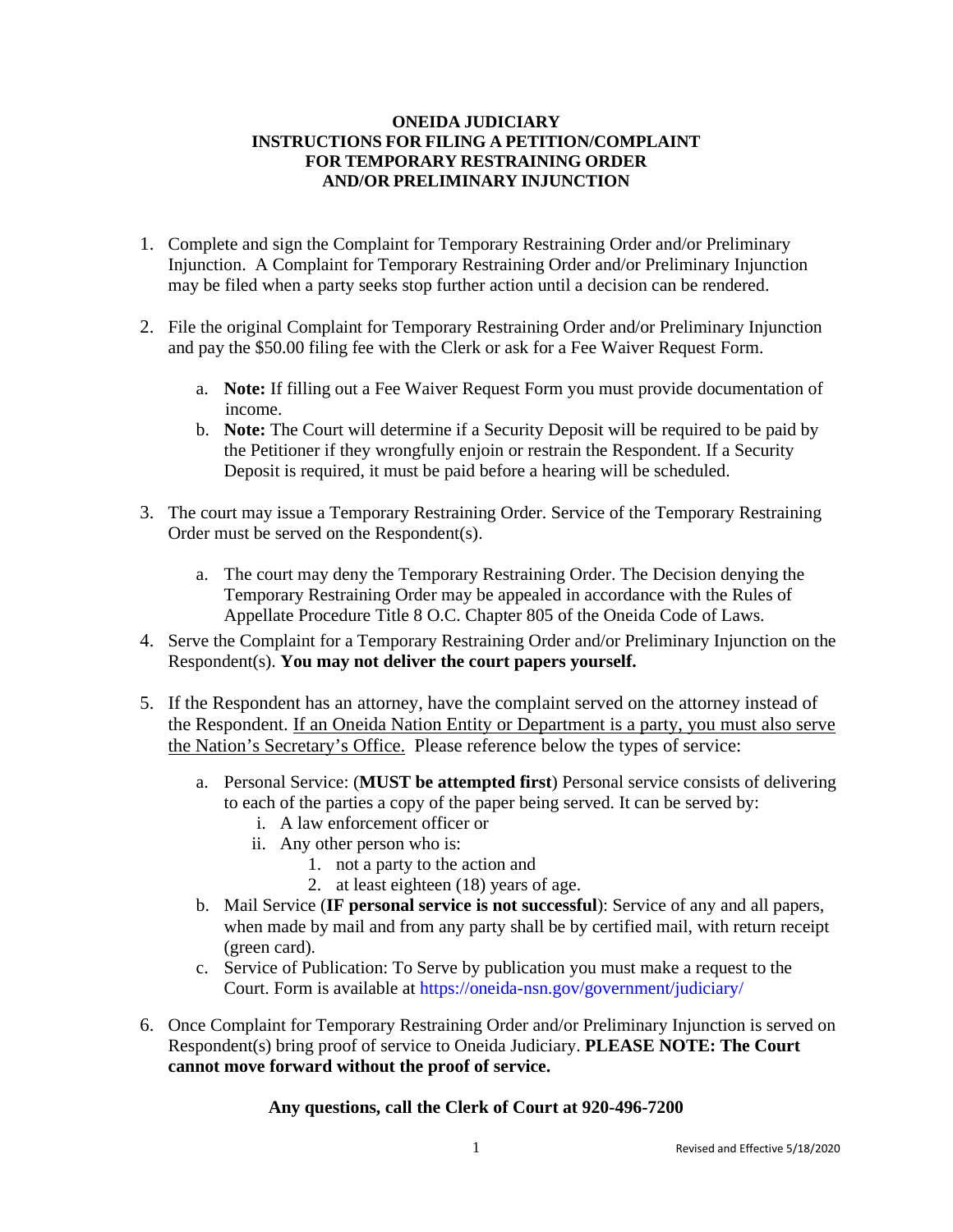# ONEIDA JUDICIARY
## INSTRUCTIONS FOR FILING A PETITION/COMPLAINT FOR TEMPORARY RESTRAINING ORDER AND/OR PRELIMINARY INJUNCTION

1. Complete and sign the Complaint for Temporary Restraining Order and/or Preliminary Injunction. A Complaint for Temporary Restraining Order and/or Preliminary Injunction may be filed when a party seeks stop further action until a decision can be rendered.

2. File the original Complaint for Temporary Restraining Order and/or Preliminary Injunction and pay the $50.00 filing fee with the Clerk or ask for a Fee Waiver Request Form.

   a. **Note:** If filling out a Fee Waiver Request Form you must provide documentation of income.
   
   b. **Note:** The Court will determine if a Security Deposit will be required to be paid by the Petitioner if they wrongfully enjoin or restrain the Respondent. If a Security Deposit is required, it must be paid before a hearing will be scheduled.

3. The court may issue a Temporary Restraining Order. Service of the Temporary Restraining Order must be served on the Respondent(s).

   a. The court may deny the Temporary Restraining Order. The Decision denying the Temporary Restraining Order may be appealed in accordance with the Rules of Appellate Procedure Title 8 O.C. Chapter 805 of the Oneida Code of Laws.

4. Serve the Complaint for a Temporary Restraining Order and/or Preliminary Injunction on the Respondent(s). **You may not deliver the court papers yourself.**

5. If the Respondent has an attorney, have the complaint served on the attorney instead of the Respondent. <u>If an Oneida Nation Entity or Department is a party, you must also serve the Nation's Secretary's Office.</u> Please reference below the types of service:

   a. Personal Service: (**MUST be attempted first**) Personal service consists of delivering to each of the parties a copy of the paper being served. It can be served by:
      - i. A law enforcement officer or
      - ii. Any other person who is:
        1. not a party to the action and
        2. at least eighteen (18) years of age.
   
   b. Mail Service (**IF personal service is not successful**): Service of any and all papers, when made by mail and from any party shall be by certified mail, with return receipt (green card).
   
   c. Service of Publication: To Serve by publication you must make a request to the Court. Form is available at https://oneida-nsn.gov/government/judiciary/

6. Once Complaint for Temporary Restraining Order and/or Preliminary Injunction is served on Respondent(s) bring proof of service to Oneida Judiciary. **PLEASE NOTE: The Court cannot move forward without the proof of service.**

**Any questions, call the Clerk of Court at 920-496-7200**

Revised and Effective 5/18/2020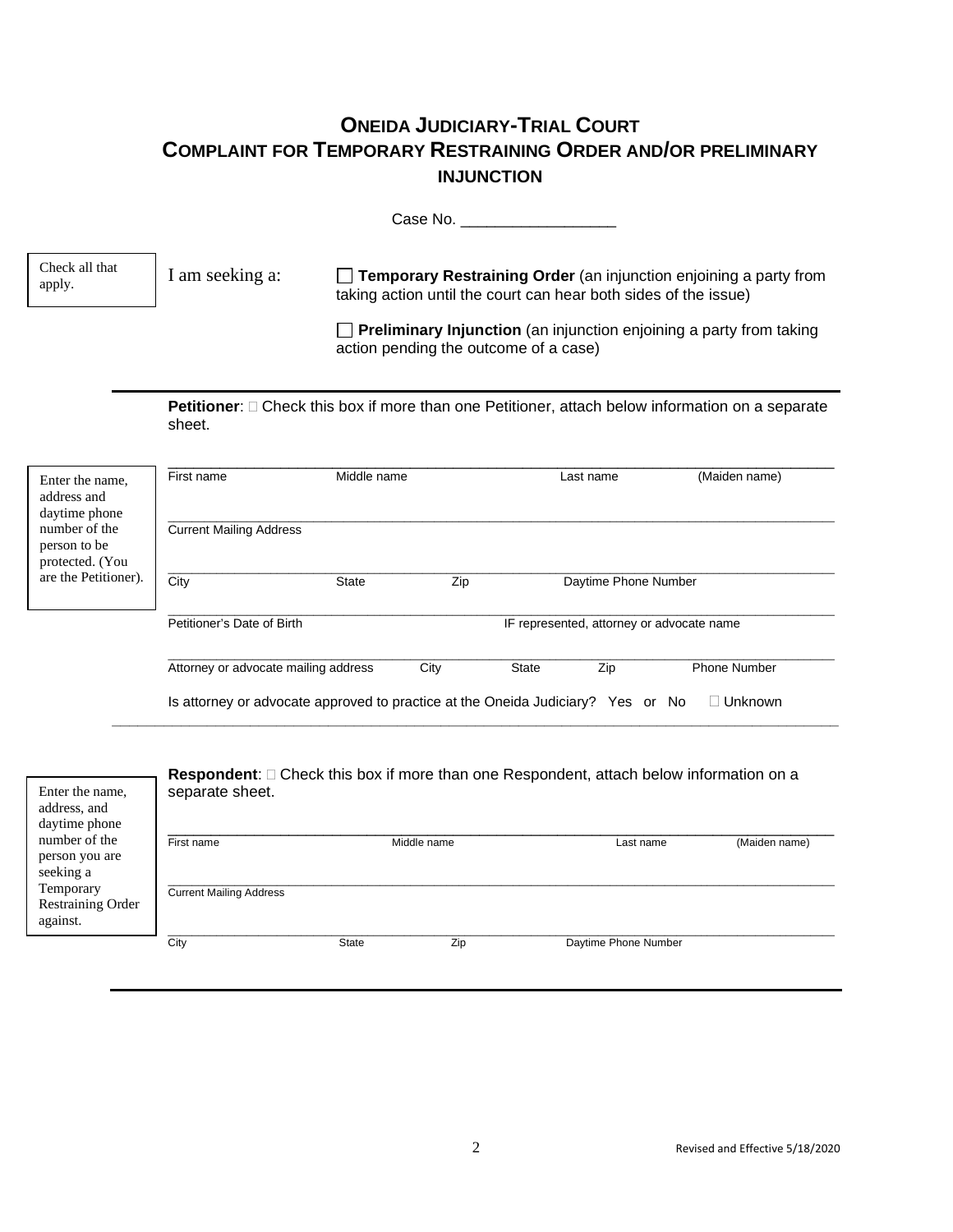# ONEIDA JUDICIARY-TRIAL COURT
## COMPLAINT FOR TEMPORARY RESTRAINING ORDER AND/OR PRELIMINARY INJUNCTION

Case No. _________________

Check all that apply.

I am seeking a:

☐ **Temporary Restraining Order** (an injunction enjoining a party from taking action until the court can hear both sides of the issue)

☐ **Preliminary Injunction** (an injunction enjoining a party from taking action pending the outcome of a case)

---

**Petitioner**: ☐ Check this box if more than one Petitioner, attach below information on a separate sheet.

Enter the name, address and daytime phone number of the person to be protected. (You are the Petitioner).

_______________________________________________________________
First name | Middle name | Last name | (Maiden name)

_______________________________________________________________
Current Mailing Address

_______________________________________________________________
City | State | Zip | Daytime Phone Number

_______________________________________________________________
Petitioner's Date of Birth | IF represented, attorney or advocate name

_______________________________________________________________
Attorney or advocate mailing address | City | State | Zip | Phone Number

Is attorney or advocate approved to practice at the Oneida Judiciary? Yes or No ☐ Unknown

---

**Respondent**: ☐ Check this box if more than one Respondent, attach below information on a separate sheet.

Enter the name, address, and daytime phone number of the person you are seeking a Temporary Restraining Order against.

_______________________________________________________________
First name | Middle name | Last name | (Maiden name)

_______________________________________________________________
Current Mailing Address

_______________________________________________________________
City | State | Zip | Daytime Phone Number

---

Revised and Effective 5/18/2020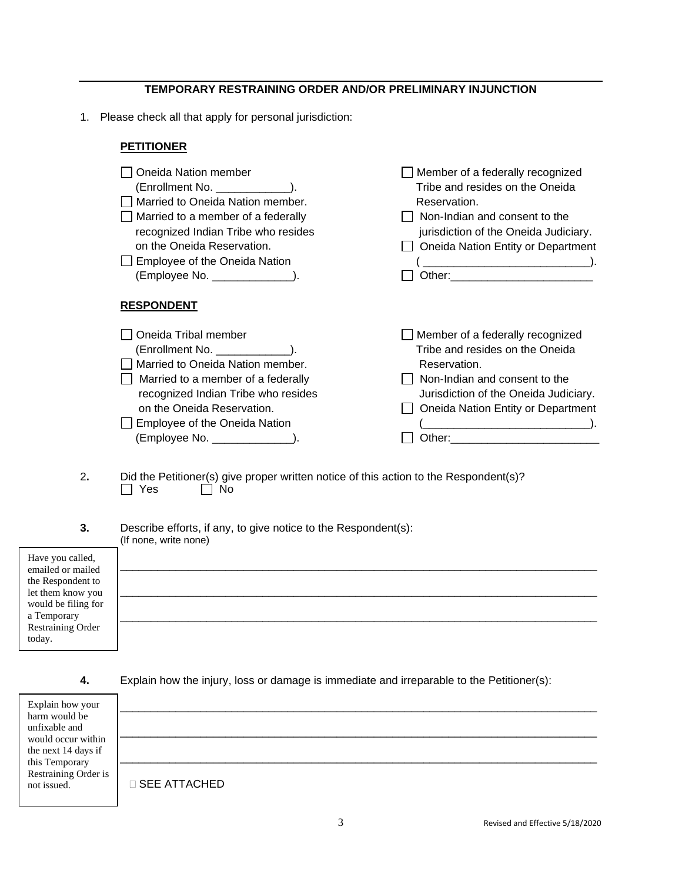## TEMPORARY RESTRAINING ORDER AND/OR PRELIMINARY INJUNCTION

1. Please check all that apply for personal jurisdiction:

**PETITIONER**

- ☐ Oneida Nation member (Enrollment No. ____________).
- ☐ Married to Oneida Nation member.
- ☐ Married to a member of a federally recognized Indian Tribe who resides on the Oneida Reservation.
- ☐ Employee of the Oneida Nation (Employee No. _____________).
- ☐ Member of a federally recognized Tribe and resides on the Oneida Reservation.
- ☐ Non-Indian and consent to the jurisdiction of the Oneida Judiciary.
- ☐ Oneida Nation Entity or Department ( ___________________________).
- ☐ Other:_______________________

**RESPONDENT**

- ☐ Oneida Tribal member (Enrollment No. ____________).
- ☐ Married to Oneida Nation member.
- ☐ Married to a member of a federally recognized Indian Tribe who resides on the Oneida Reservation.
- ☐ Employee of the Oneida Nation (Employee No. _____________).
- ☐ Member of a federally recognized Tribe and resides on the Oneida Reservation.
- ☐ Non-Indian and consent to the Jurisdiction of the Oneida Judiciary.
- ☐ Oneida Nation Entity or Department (___________________________).
- ☐ Other:________________________

2. Did the Petitioner(s) give proper written notice of this action to the Respondent(s)?
   ☐ Yes ☐ No

3. Describe efforts, if any, to give notice to the Respondent(s):
   (If none, write none)

   > Have you called, emailed or mailed the Respondent to let them know you would be filing for a Temporary Restraining Order today.

   ________________________________________________________________________________

   ________________________________________________________________________________

   ________________________________________________________________________________

4. Explain how the injury, loss or damage is immediate and irreparable to the Petitioner(s):

   > Explain how your harm would be unfixable and would occur within the next 14 days if this Temporary Restraining Order is not issued.

   ________________________________________________________________________________

   ________________________________________________________________________________

   ________________________________________________________________________________

   ☐ SEE ATTACHED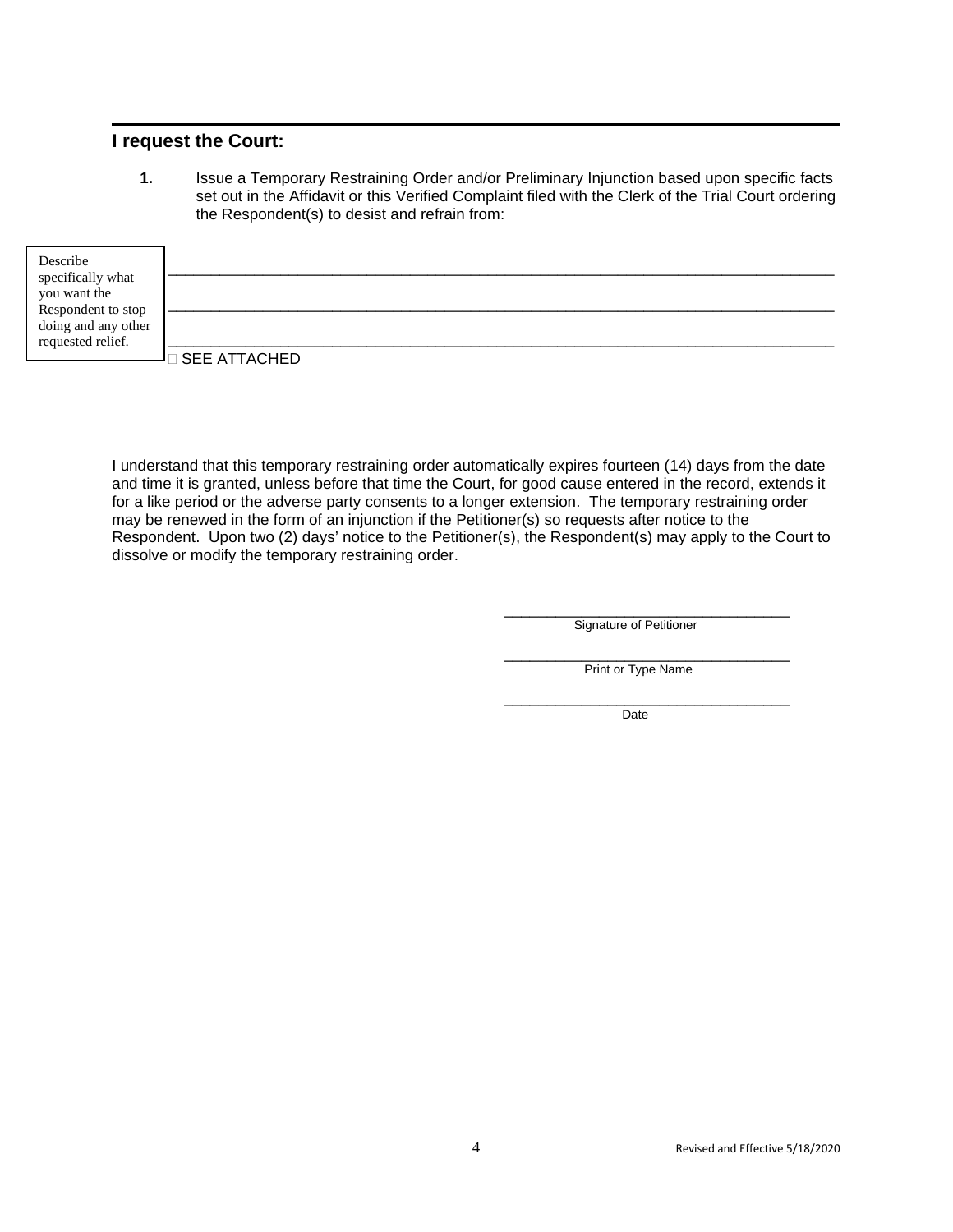## I request the Court:

**1.** Issue a Temporary Restraining Order and/or Preliminary Injunction based upon specific facts set out in the Affidavit or this Verified Complaint filed with the Clerk of the Trial Court ordering the Respondent(s) to desist and refrain from:

Describe specifically what you want the Respondent to stop doing and any other requested relief.

______________________________________________________________________________

______________________________________________________________________________

______________________________________________________________________________

☐ SEE ATTACHED

I understand that this temporary restraining order automatically expires fourteen (14) days from the date and time it is granted, unless before that time the Court, for good cause entered in the record, extends it for a like period or the adverse party consents to a longer extension. The temporary restraining order may be renewed in the form of an injunction if the Petitioner(s) so requests after notice to the Respondent. Upon two (2) days' notice to the Petitioner(s), the Respondent(s) may apply to the Court to dissolve or modify the temporary restraining order.

____________________________________
Signature of Petitioner

____________________________________
Print or Type Name

____________________________________
Date

Revised and Effective 5/18/2020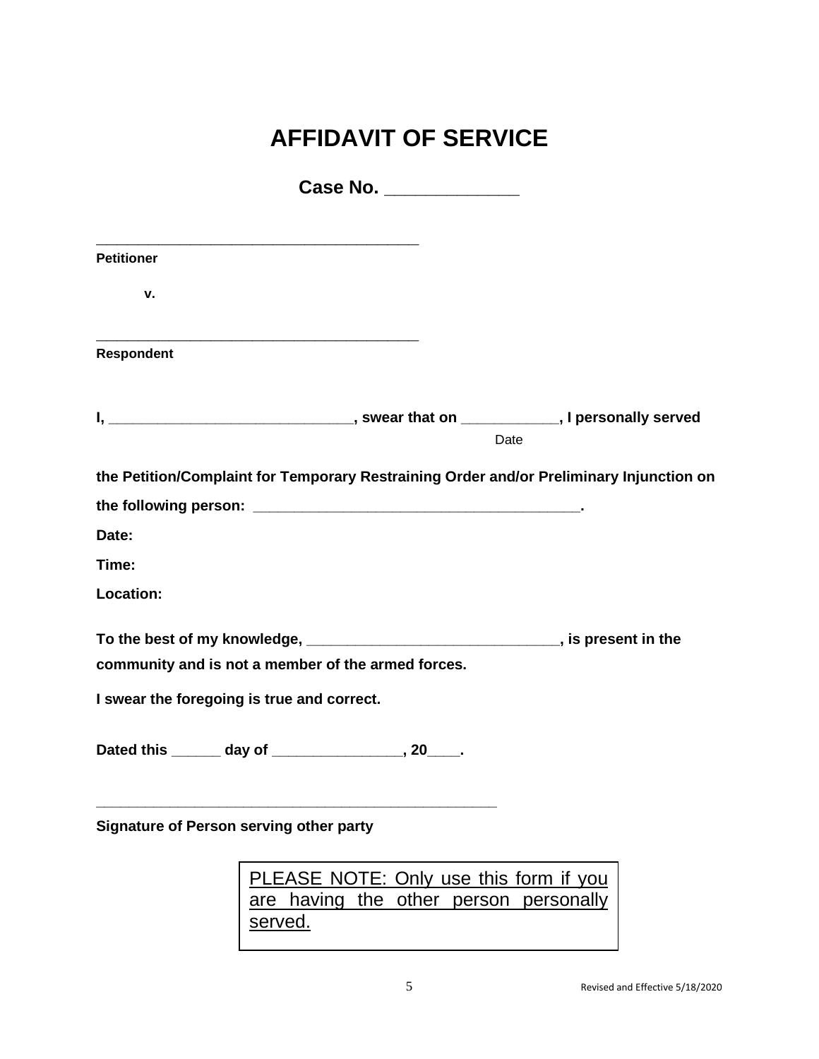# AFFIDAVIT OF SERVICE

**Case No. _____________**

__________________________________________

**Petitioner**

**v.**

__________________________________________

**Respondent**

**I, ______________________________, swear that on ____________, I personally served**

Date

**the Petition/Complaint for Temporary Restraining Order and/or Preliminary Injunction on the following person: ________________________________________.**

**Date:**

**Time:**

**Location:**

**To the best of my knowledge, _______________________________, is present in the community and is not a member of the armed forces.**

**I swear the foregoing is true and correct.**

**Dated this ______ day of ________________, 20____.**

___________________________________________________

**Signature of Person serving other party**

PLEASE NOTE: Only use this form if you are having the other person personally served.

Revised and Effective 5/18/2020